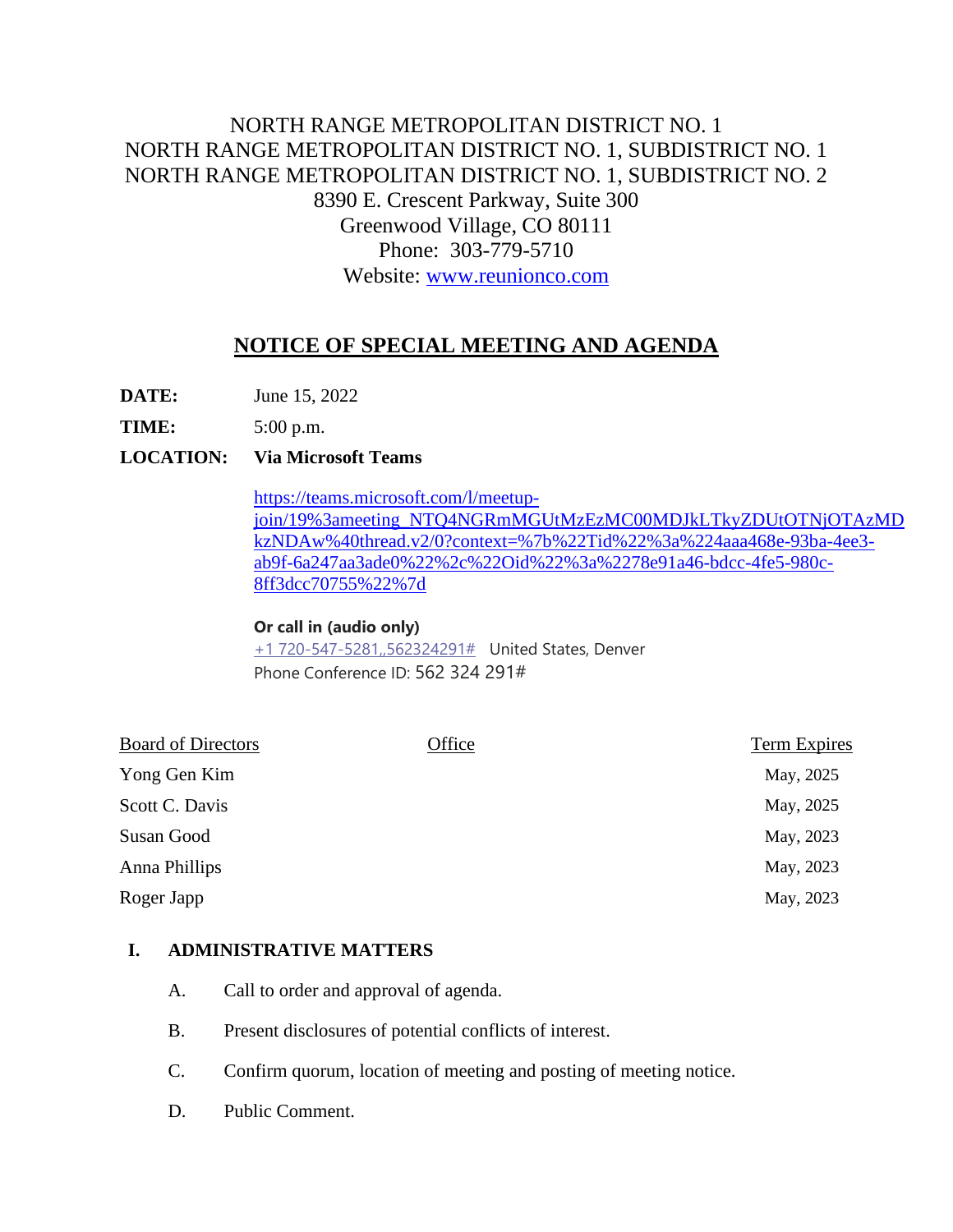NORTH RANGE METROPOLITAN DISTRICT NO. 1
NORTH RANGE METROPOLITAN DISTRICT NO. 1, SUBDISTRICT NO. 1
NORTH RANGE METROPOLITAN DISTRICT NO. 1, SUBDISTRICT NO. 2
8390 E. Crescent Parkway, Suite 300
Greenwood Village, CO 80111
Phone: 303-779-5710
Website: www.reunionco.com

# NOTICE OF SPECIAL MEETING AND AGENDA

**DATE:** June 15, 2022

**TIME:** 5:00 p.m.

**LOCATION:** **Via Microsoft Teams**

https://teams.microsoft.com/l/meetup-join/19%3ameeting_NTQ4NGRmMGUtMzEzMC00MDJkLTkyZDUtOTNjOTAzMDkzNDAw%40thread.v2/0?context=%7b%22Tid%22%3a%224aaa468e-93ba-4ee3-ab9f-6a247aa3ade0%22%2c%22Oid%22%3a%2278e91a46-bdcc-4fe5-980c-8ff3dcc70755%22%7d

**Or call in (audio only)**
+1 720-547-5281,,562324291# United States, Denver
Phone Conference ID: 562 324 291#

| Board of Directors | Office | Term Expires |
|---|---|---|
| Yong Gen Kim | | May, 2025 |
| Scott C. Davis | | May, 2025 |
| Susan Good | | May, 2023 |
| Anna Phillips | | May, 2023 |
| Roger Japp | | May, 2023 |

**I. ADMINISTRATIVE MATTERS**

A. Call to order and approval of agenda.

B. Present disclosures of potential conflicts of interest.

C. Confirm quorum, location of meeting and posting of meeting notice.

D. Public Comment.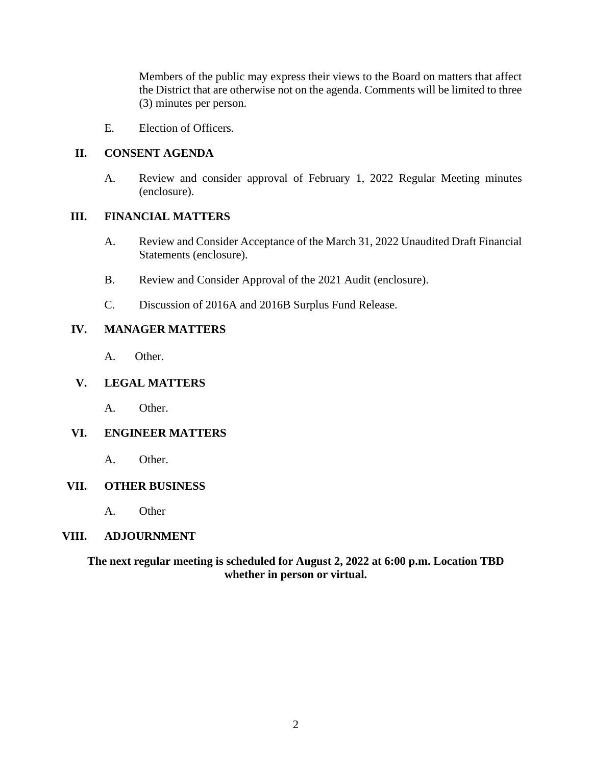Members of the public may express their views to the Board on matters that affect the District that are otherwise not on the agenda. Comments will be limited to three (3) minutes per person.

E. Election of Officers.

## II. CONSENT AGENDA

A. Review and consider approval of February 1, 2022 Regular Meeting minutes (enclosure).

## III. FINANCIAL MATTERS

A. Review and Consider Acceptance of the March 31, 2022 Unaudited Draft Financial Statements (enclosure).

B. Review and Consider Approval of the 2021 Audit (enclosure).

C. Discussion of 2016A and 2016B Surplus Fund Release.

## IV. MANAGER MATTERS

A. Other.

## V. LEGAL MATTERS

A. Other.

## VI. ENGINEER MATTERS

A. Other.

## VII. OTHER BUSINESS

A. Other

## VIII. ADJOURNMENT

**The next regular meeting is scheduled for August 2, 2022 at 6:00 p.m. Location TBD whether in person or virtual.**